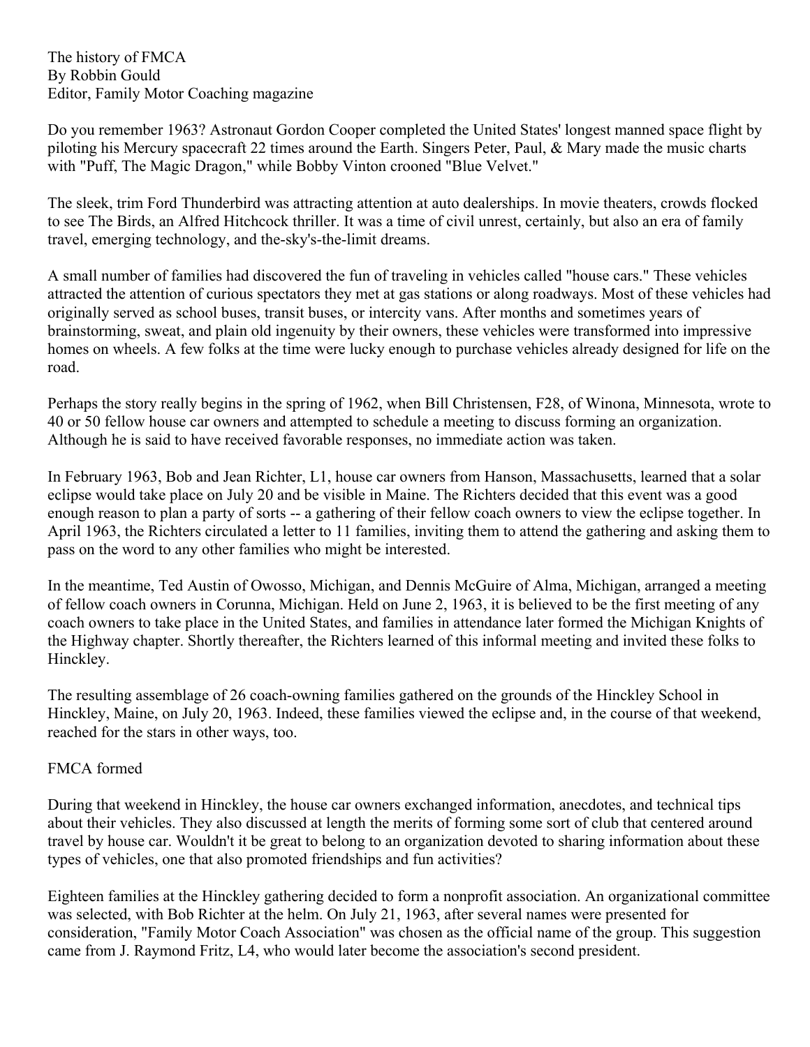# The history of FMCA

By Robbin Gould
Editor, Family Motor Coaching magazine

Do you remember 1963? Astronaut Gordon Cooper completed the United States' longest manned space flight by piloting his Mercury spacecraft 22 times around the Earth. Singers Peter, Paul, & Mary made the music charts with "Puff, The Magic Dragon," while Bobby Vinton crooned "Blue Velvet."

The sleek, trim Ford Thunderbird was attracting attention at auto dealerships. In movie theaters, crowds flocked to see The Birds, an Alfred Hitchcock thriller. It was a time of civil unrest, certainly, but also an era of family travel, emerging technology, and the-sky's-the-limit dreams.

A small number of families had discovered the fun of traveling in vehicles called "house cars." These vehicles attracted the attention of curious spectators they met at gas stations or along roadways. Most of these vehicles had originally served as school buses, transit buses, or intercity vans. After months and sometimes years of brainstorming, sweat, and plain old ingenuity by their owners, these vehicles were transformed into impressive homes on wheels. A few folks at the time were lucky enough to purchase vehicles already designed for life on the road.

Perhaps the story really begins in the spring of 1962, when Bill Christensen, F28, of Winona, Minnesota, wrote to 40 or 50 fellow house car owners and attempted to schedule a meeting to discuss forming an organization. Although he is said to have received favorable responses, no immediate action was taken.

In February 1963, Bob and Jean Richter, L1, house car owners from Hanson, Massachusetts, learned that a solar eclipse would take place on July 20 and be visible in Maine. The Richters decided that this event was a good enough reason to plan a party of sorts -- a gathering of their fellow coach owners to view the eclipse together. In April 1963, the Richters circulated a letter to 11 families, inviting them to attend the gathering and asking them to pass on the word to any other families who might be interested.

In the meantime, Ted Austin of Owosso, Michigan, and Dennis McGuire of Alma, Michigan, arranged a meeting of fellow coach owners in Corunna, Michigan. Held on June 2, 1963, it is believed to be the first meeting of any coach owners to take place in the United States, and families in attendance later formed the Michigan Knights of the Highway chapter. Shortly thereafter, the Richters learned of this informal meeting and invited these folks to Hinckley.

The resulting assemblage of 26 coach-owning families gathered on the grounds of the Hinckley School in Hinckley, Maine, on July 20, 1963. Indeed, these families viewed the eclipse and, in the course of that weekend, reached for the stars in other ways, too.

## FMCA formed

During that weekend in Hinckley, the house car owners exchanged information, anecdotes, and technical tips about their vehicles. They also discussed at length the merits of forming some sort of club that centered around travel by house car. Wouldn't it be great to belong to an organization devoted to sharing information about these types of vehicles, one that also promoted friendships and fun activities?

Eighteen families at the Hinckley gathering decided to form a nonprofit association. An organizational committee was selected, with Bob Richter at the helm. On July 21, 1963, after several names were presented for consideration, "Family Motor Coach Association" was chosen as the official name of the group. This suggestion came from J. Raymond Fritz, L4, who would later become the association's second president.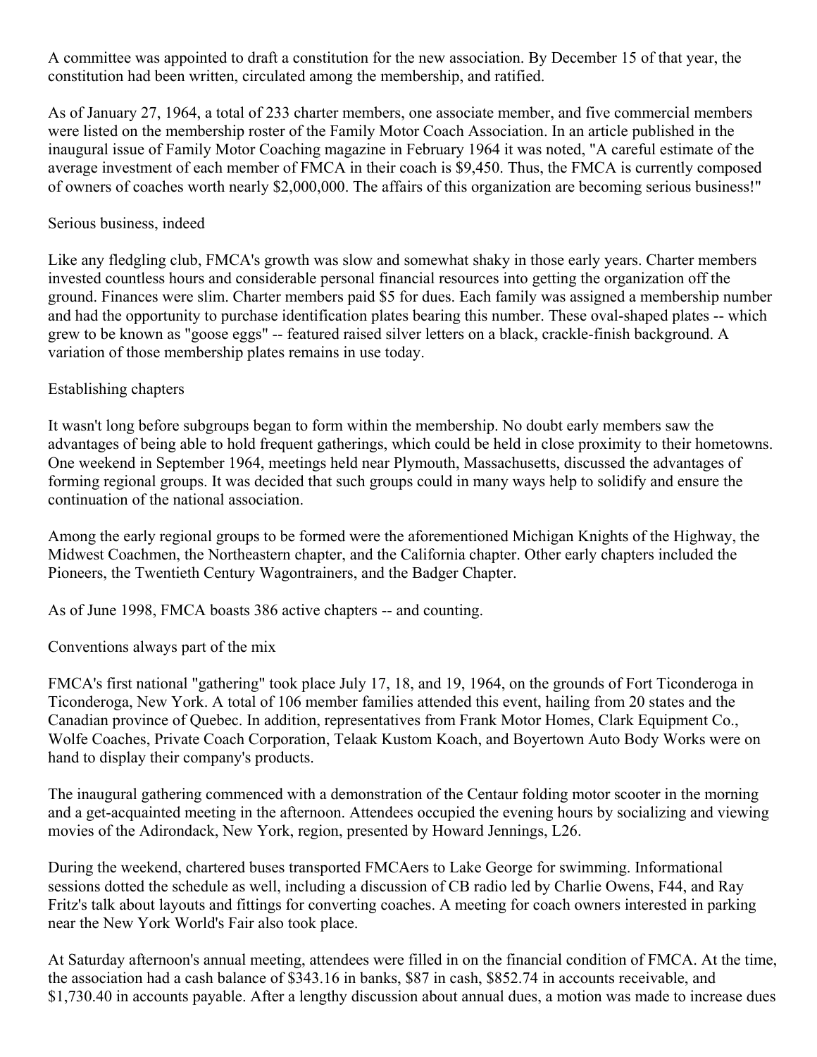A committee was appointed to draft a constitution for the new association. By December 15 of that year, the constitution had been written, circulated among the membership, and ratified.

As of January 27, 1964, a total of 233 charter members, one associate member, and five commercial members were listed on the membership roster of the Family Motor Coach Association. In an article published in the inaugural issue of Family Motor Coaching magazine in February 1964 it was noted, "A careful estimate of the average investment of each member of FMCA in their coach is $9,450. Thus, the FMCA is currently composed of owners of coaches worth nearly $2,000,000. The affairs of this organization are becoming serious business!"

## Serious business, indeed

Like any fledgling club, FMCA's growth was slow and somewhat shaky in those early years. Charter members invested countless hours and considerable personal financial resources into getting the organization off the ground. Finances were slim. Charter members paid $5 for dues. Each family was assigned a membership number and had the opportunity to purchase identification plates bearing this number. These oval-shaped plates -- which grew to be known as "goose eggs" -- featured raised silver letters on a black, crackle-finish background. A variation of those membership plates remains in use today.

## Establishing chapters

It wasn't long before subgroups began to form within the membership. No doubt early members saw the advantages of being able to hold frequent gatherings, which could be held in close proximity to their hometowns. One weekend in September 1964, meetings held near Plymouth, Massachusetts, discussed the advantages of forming regional groups. It was decided that such groups could in many ways help to solidify and ensure the continuation of the national association.

Among the early regional groups to be formed were the aforementioned Michigan Knights of the Highway, the Midwest Coachmen, the Northeastern chapter, and the California chapter. Other early chapters included the Pioneers, the Twentieth Century Wagontrainers, and the Badger Chapter.

As of June 1998, FMCA boasts 386 active chapters -- and counting.

## Conventions always part of the mix

FMCA's first national "gathering" took place July 17, 18, and 19, 1964, on the grounds of Fort Ticonderoga in Ticonderoga, New York. A total of 106 member families attended this event, hailing from 20 states and the Canadian province of Quebec. In addition, representatives from Frank Motor Homes, Clark Equipment Co., Wolfe Coaches, Private Coach Corporation, Telaak Kustom Koach, and Boyertown Auto Body Works were on hand to display their company's products.

The inaugural gathering commenced with a demonstration of the Centaur folding motor scooter in the morning and a get-acquainted meeting in the afternoon. Attendees occupied the evening hours by socializing and viewing movies of the Adirondack, New York, region, presented by Howard Jennings, L26.

During the weekend, chartered buses transported FMCAers to Lake George for swimming. Informational sessions dotted the schedule as well, including a discussion of CB radio led by Charlie Owens, F44, and Ray Fritz's talk about layouts and fittings for converting coaches. A meeting for coach owners interested in parking near the New York World's Fair also took place.

At Saturday afternoon's annual meeting, attendees were filled in on the financial condition of FMCA. At the time, the association had a cash balance of $343.16 in banks, $87 in cash, $852.74 in accounts receivable, and $1,730.40 in accounts payable. After a lengthy discussion about annual dues, a motion was made to increase dues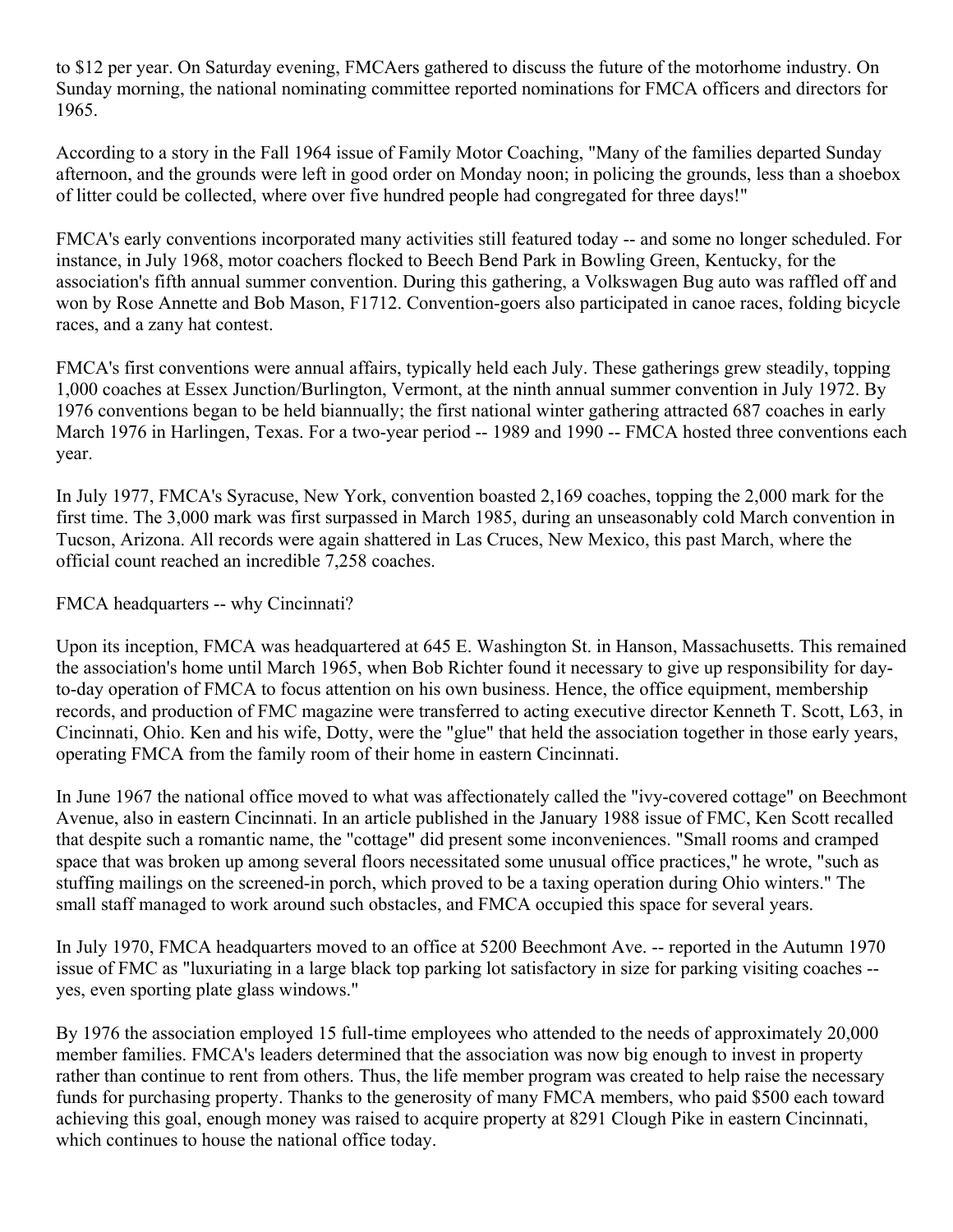to $12 per year. On Saturday evening, FMCAers gathered to discuss the future of the motorhome industry. On Sunday morning, the national nominating committee reported nominations for FMCA officers and directors for 1965.

According to a story in the Fall 1964 issue of Family Motor Coaching, "Many of the families departed Sunday afternoon, and the grounds were left in good order on Monday noon; in policing the grounds, less than a shoebox of litter could be collected, where over five hundred people had congregated for three days!"

FMCA's early conventions incorporated many activities still featured today -- and some no longer scheduled. For instance, in July 1968, motor coachers flocked to Beech Bend Park in Bowling Green, Kentucky, for the association's fifth annual summer convention. During this gathering, a Volkswagen Bug auto was raffled off and won by Rose Annette and Bob Mason, F1712. Convention-goers also participated in canoe races, folding bicycle races, and a zany hat contest.

FMCA's first conventions were annual affairs, typically held each July. These gatherings grew steadily, topping 1,000 coaches at Essex Junction/Burlington, Vermont, at the ninth annual summer convention in July 1972. By 1976 conventions began to be held biannually; the first national winter gathering attracted 687 coaches in early March 1976 in Harlingen, Texas. For a two-year period -- 1989 and 1990 -- FMCA hosted three conventions each year.

In July 1977, FMCA's Syracuse, New York, convention boasted 2,169 coaches, topping the 2,000 mark for the first time. The 3,000 mark was first surpassed in March 1985, during an unseasonably cold March convention in Tucson, Arizona. All records were again shattered in Las Cruces, New Mexico, this past March, where the official count reached an incredible 7,258 coaches.

## FMCA headquarters -- why Cincinnati?

Upon its inception, FMCA was headquartered at 645 E. Washington St. in Hanson, Massachusetts. This remained the association's home until March 1965, when Bob Richter found it necessary to give up responsibility for day-to-day operation of FMCA to focus attention on his own business. Hence, the office equipment, membership records, and production of FMC magazine were transferred to acting executive director Kenneth T. Scott, L63, in Cincinnati, Ohio. Ken and his wife, Dotty, were the "glue" that held the association together in those early years, operating FMCA from the family room of their home in eastern Cincinnati.

In June 1967 the national office moved to what was affectionately called the "ivy-covered cottage" on Beechmont Avenue, also in eastern Cincinnati. In an article published in the January 1988 issue of FMC, Ken Scott recalled that despite such a romantic name, the "cottage" did present some inconveniences. "Small rooms and cramped space that was broken up among several floors necessitated some unusual office practices," he wrote, "such as stuffing mailings on the screened-in porch, which proved to be a taxing operation during Ohio winters." The small staff managed to work around such obstacles, and FMCA occupied this space for several years.

In July 1970, FMCA headquarters moved to an office at 5200 Beechmont Ave. -- reported in the Autumn 1970 issue of FMC as "luxuriating in a large black top parking lot satisfactory in size for parking visiting coaches -- yes, even sporting plate glass windows."

By 1976 the association employed 15 full-time employees who attended to the needs of approximately 20,000 member families. FMCA's leaders determined that the association was now big enough to invest in property rather than continue to rent from others. Thus, the life member program was created to help raise the necessary funds for purchasing property. Thanks to the generosity of many FMCA members, who paid $500 each toward achieving this goal, enough money was raised to acquire property at 8291 Clough Pike in eastern Cincinnati, which continues to house the national office today.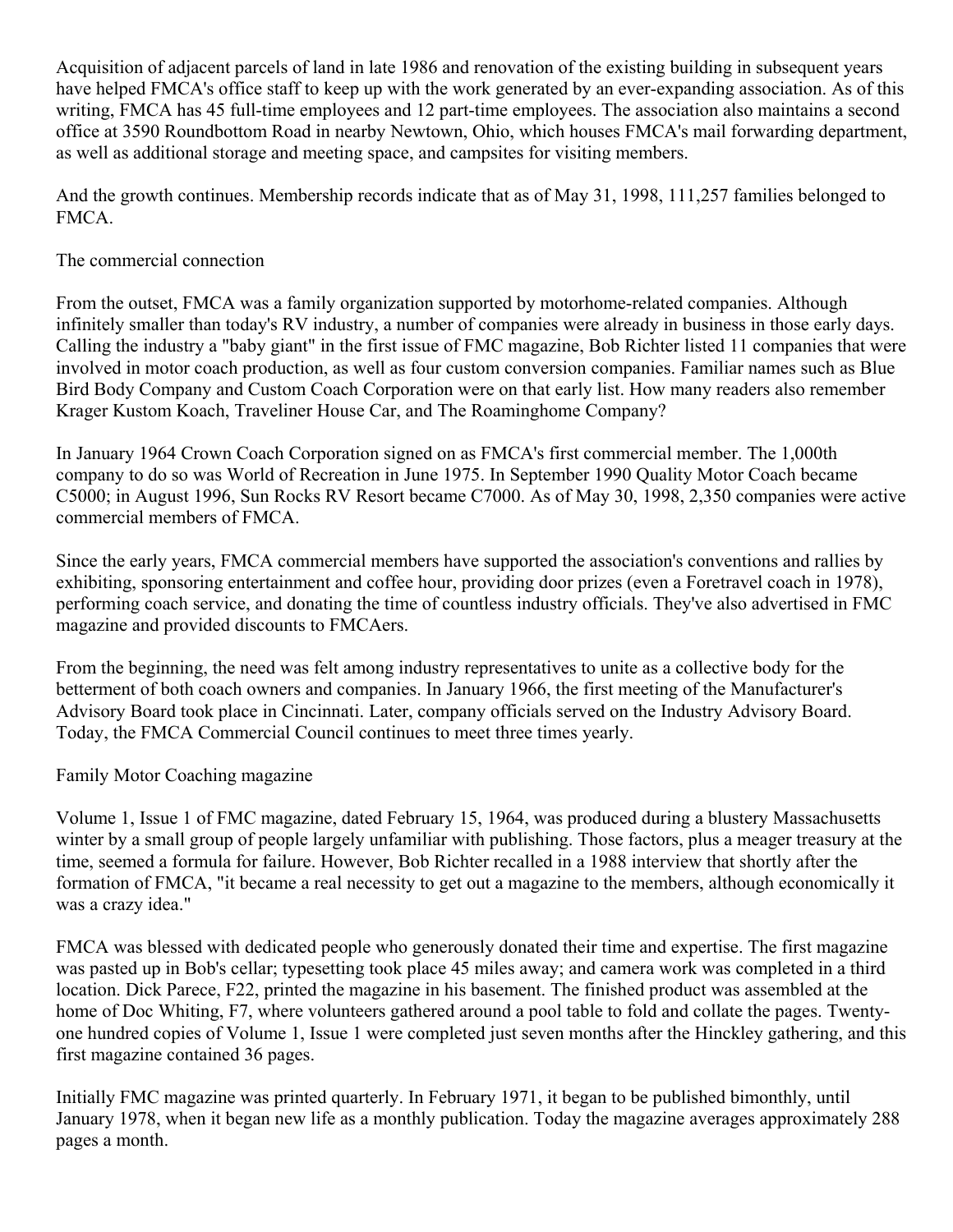Acquisition of adjacent parcels of land in late 1986 and renovation of the existing building in subsequent years have helped FMCA's office staff to keep up with the work generated by an ever-expanding association. As of this writing, FMCA has 45 full-time employees and 12 part-time employees. The association also maintains a second office at 3590 Roundbottom Road in nearby Newtown, Ohio, which houses FMCA's mail forwarding department, as well as additional storage and meeting space, and campsites for visiting members.

And the growth continues. Membership records indicate that as of May 31, 1998, 111,257 families belonged to FMCA.

## The commercial connection

From the outset, FMCA was a family organization supported by motorhome-related companies. Although infinitely smaller than today's RV industry, a number of companies were already in business in those early days. Calling the industry a "baby giant" in the first issue of FMC magazine, Bob Richter listed 11 companies that were involved in motor coach production, as well as four custom conversion companies. Familiar names such as Blue Bird Body Company and Custom Coach Corporation were on that early list. How many readers also remember Krager Kustom Koach, Traveliner House Car, and The Roaminghome Company?

In January 1964 Crown Coach Corporation signed on as FMCA's first commercial member. The 1,000th company to do so was World of Recreation in June 1975. In September 1990 Quality Motor Coach became C5000; in August 1996, Sun Rocks RV Resort became C7000. As of May 30, 1998, 2,350 companies were active commercial members of FMCA.

Since the early years, FMCA commercial members have supported the association's conventions and rallies by exhibiting, sponsoring entertainment and coffee hour, providing door prizes (even a Foretravel coach in 1978), performing coach service, and donating the time of countless industry officials. They've also advertised in FMC magazine and provided discounts to FMCAers.

From the beginning, the need was felt among industry representatives to unite as a collective body for the betterment of both coach owners and companies. In January 1966, the first meeting of the Manufacturer's Advisory Board took place in Cincinnati. Later, company officials served on the Industry Advisory Board. Today, the FMCA Commercial Council continues to meet three times yearly.

## Family Motor Coaching magazine

Volume 1, Issue 1 of FMC magazine, dated February 15, 1964, was produced during a blustery Massachusetts winter by a small group of people largely unfamiliar with publishing. Those factors, plus a meager treasury at the time, seemed a formula for failure. However, Bob Richter recalled in a 1988 interview that shortly after the formation of FMCA, "it became a real necessity to get out a magazine to the members, although economically it was a crazy idea."

FMCA was blessed with dedicated people who generously donated their time and expertise. The first magazine was pasted up in Bob's cellar; typesetting took place 45 miles away; and camera work was completed in a third location. Dick Parece, F22, printed the magazine in his basement. The finished product was assembled at the home of Doc Whiting, F7, where volunteers gathered around a pool table to fold and collate the pages. Twenty-one hundred copies of Volume 1, Issue 1 were completed just seven months after the Hinckley gathering, and this first magazine contained 36 pages.

Initially FMC magazine was printed quarterly. In February 1971, it began to be published bimonthly, until January 1978, when it began new life as a monthly publication. Today the magazine averages approximately 288 pages a month.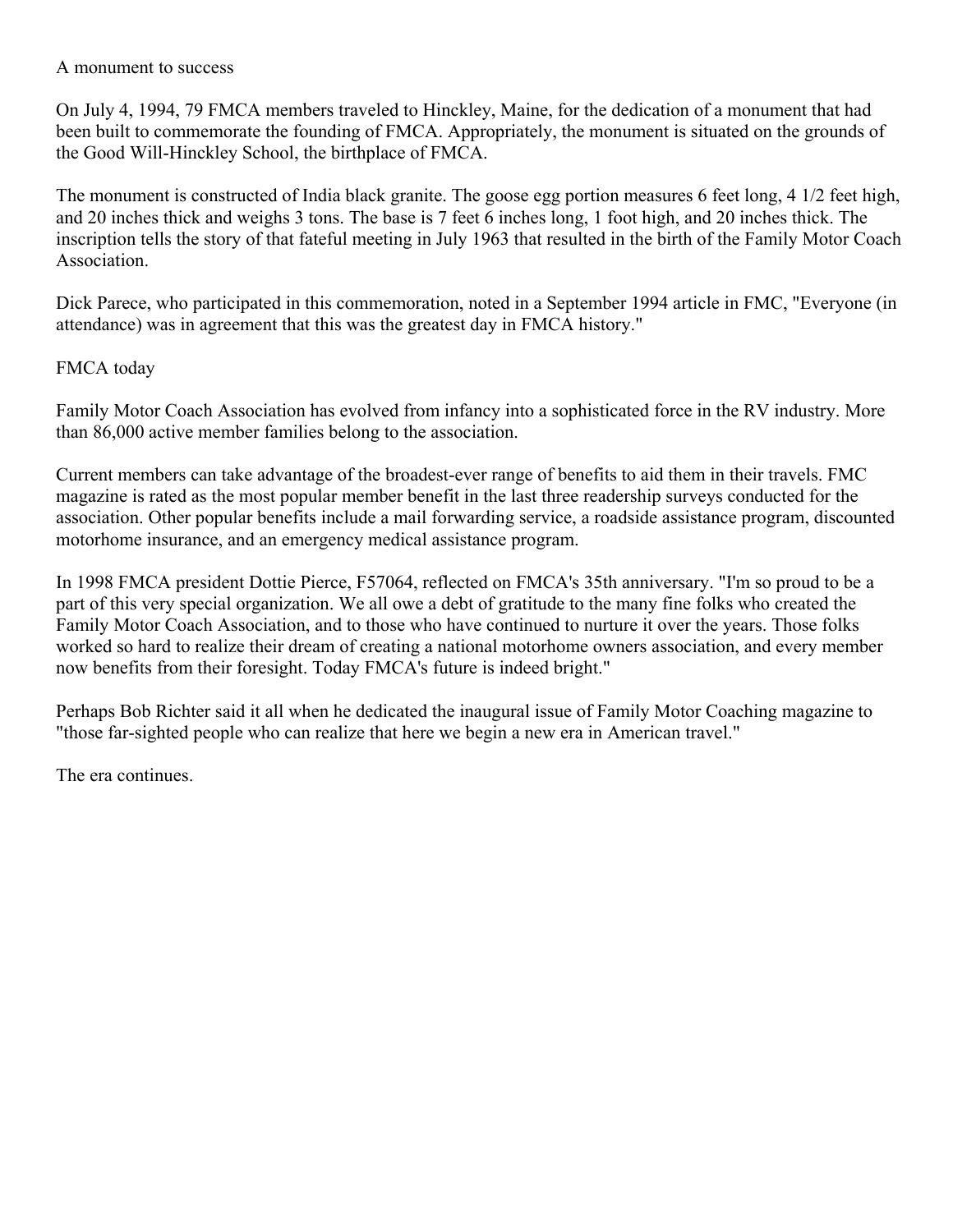## A monument to success

On July 4, 1994, 79 FMCA members traveled to Hinckley, Maine, for the dedication of a monument that had been built to commemorate the founding of FMCA. Appropriately, the monument is situated on the grounds of the Good Will-Hinckley School, the birthplace of FMCA.

The monument is constructed of India black granite. The goose egg portion measures 6 feet long, 4 1/2 feet high, and 20 inches thick and weighs 3 tons. The base is 7 feet 6 inches long, 1 foot high, and 20 inches thick. The inscription tells the story of that fateful meeting in July 1963 that resulted in the birth of the Family Motor Coach Association.

Dick Parece, who participated in this commemoration, noted in a September 1994 article in FMC, "Everyone (in attendance) was in agreement that this was the greatest day in FMCA history."

## FMCA today

Family Motor Coach Association has evolved from infancy into a sophisticated force in the RV industry. More than 86,000 active member families belong to the association.

Current members can take advantage of the broadest-ever range of benefits to aid them in their travels. FMC magazine is rated as the most popular member benefit in the last three readership surveys conducted for the association. Other popular benefits include a mail forwarding service, a roadside assistance program, discounted motorhome insurance, and an emergency medical assistance program.

In 1998 FMCA president Dottie Pierce, F57064, reflected on FMCA's 35th anniversary. "I'm so proud to be a part of this very special organization. We all owe a debt of gratitude to the many fine folks who created the Family Motor Coach Association, and to those who have continued to nurture it over the years. Those folks worked so hard to realize their dream of creating a national motorhome owners association, and every member now benefits from their foresight. Today FMCA's future is indeed bright."

Perhaps Bob Richter said it all when he dedicated the inaugural issue of Family Motor Coaching magazine to "those far-sighted people who can realize that here we begin a new era in American travel."

The era continues.